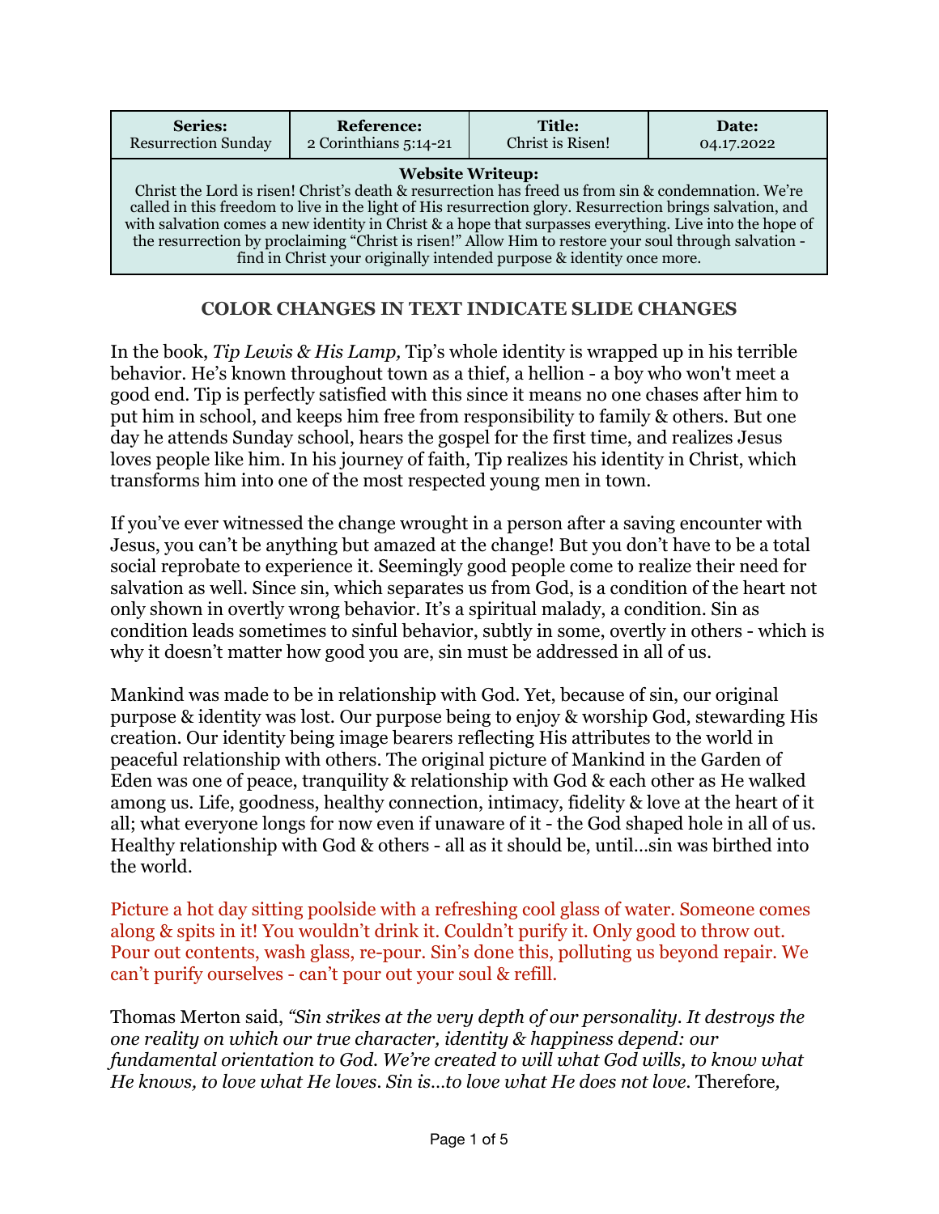| **Series:** Resurrection Sunday | **Reference:** 2 Corinthians 5:14-21 | **Title:** Christ is Risen! | **Date:** 04.17.2022 |
|---|---|---|---|
| **Website Writeup:** Christ the Lord is risen! Christ's death & resurrection has freed us from sin & condemnation. We're called in this freedom to live in the light of His resurrection glory. Resurrection brings salvation, and with salvation comes a new identity in Christ & a hope that surpasses everything. Live into the hope of the resurrection by proclaiming "Christ is risen!" Allow Him to restore your soul through salvation - find in Christ your originally intended purpose & identity once more. | | | |

**COLOR CHANGES IN TEXT INDICATE SLIDE CHANGES**

In the book, *Tip Lewis & His Lamp,* Tip's whole identity is wrapped up in his terrible behavior. He's known throughout town as a thief, a hellion - a boy who won't meet a good end. Tip is perfectly satisfied with this since it means no one chases after him to put him in school, and keeps him free from responsibility to family & others. But one day he attends Sunday school, hears the gospel for the first time, and realizes Jesus loves people like him. In his journey of faith, Tip realizes his identity in Christ, which transforms him into one of the most respected young men in town.

If you've ever witnessed the change wrought in a person after a saving encounter with Jesus, you can't be anything but amazed at the change! But you don't have to be a total social reprobate to experience it. Seemingly good people come to realize their need for salvation as well. Since sin, which separates us from God, is a condition of the heart not only shown in overtly wrong behavior. It's a spiritual malady, a condition. Sin as condition leads sometimes to sinful behavior, subtly in some, overtly in others - which is why it doesn't matter how good you are, sin must be addressed in all of us.

Mankind was made to be in relationship with God. Yet, because of sin, our original purpose & identity was lost. Our purpose being to enjoy & worship God, stewarding His creation. Our identity being image bearers reflecting His attributes to the world in peaceful relationship with others. The original picture of Mankind in the Garden of Eden was one of peace, tranquility & relationship with God & each other as He walked among us. Life, goodness, healthy connection, intimacy, fidelity & love at the heart of it all; what everyone longs for now even if unaware of it - the God shaped hole in all of us. Healthy relationship with God & others - all as it should be, until…sin was birthed into the world.

Picture a hot day sitting poolside with a refreshing cool glass of water. Someone comes along & spits in it! You wouldn't drink it. Couldn't purify it. Only good to throw out. Pour out contents, wash glass, re-pour. Sin's done this, polluting us beyond repair. We can't purify ourselves - can't pour out your soul & refill.

Thomas Merton said, *"Sin strikes at the very depth of our personality. It destroys the one reality on which our true character, identity & happiness depend: our fundamental orientation to God. We're created to will what God wills, to know what He knows, to love what He loves. Sin is…to love what He does not love.* Therefore*,*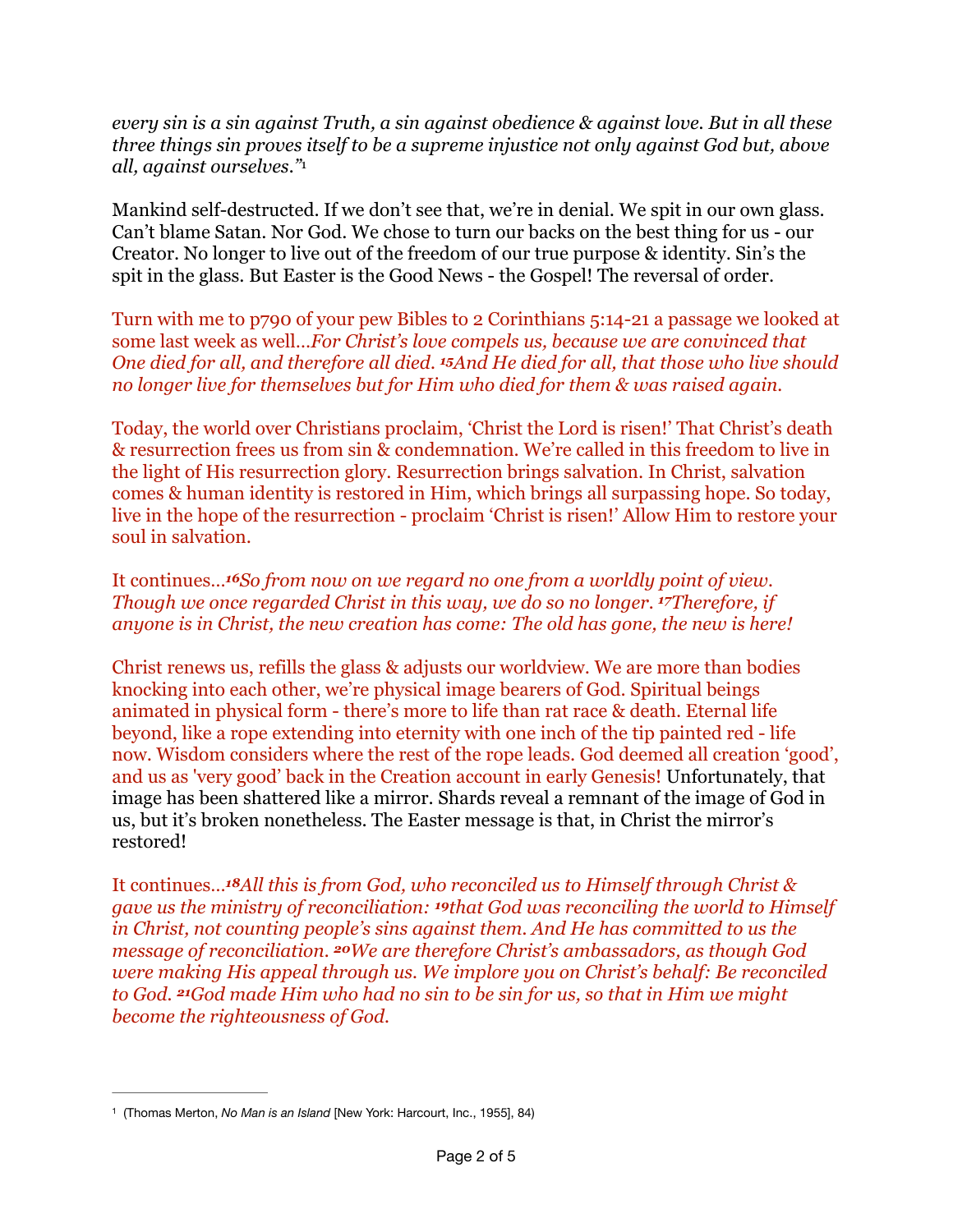*every sin is a sin against Truth, a sin against obedience & against love. But in all these three things sin proves itself to be a supreme injustice not only against God but, above all, against ourselves."*[1]

Mankind self-destructed. If we don't see that, we're in denial. We spit in our own glass. Can't blame Satan. Nor God. We chose to turn our backs on the best thing for us - our Creator. No longer to live out of the freedom of our true purpose & identity. Sin's the spit in the glass. But Easter is the Good News - the Gospel! The reversal of order.

Turn with me to p790 of your pew Bibles to 2 Corinthians 5:14-21 a passage we looked at some last week as well…*For Christ's love compels us, because we are convinced that One died for all, and therefore all died. **15**And He died for all, that those who live should no longer live for themselves but for Him who died for them & was raised again.*

Today, the world over Christians proclaim, 'Christ the Lord is risen!' That Christ's death & resurrection frees us from sin & condemnation. We're called in this freedom to live in the light of His resurrection glory. Resurrection brings salvation. In Christ, salvation comes & human identity is restored in Him, which brings all surpassing hope. So today, live in the hope of the resurrection - proclaim 'Christ is risen!' Allow Him to restore your soul in salvation.

It continues…***16**So from now on we regard no one from a worldly point of view. Though we once regarded Christ in this way, we do so no longer. **17**Therefore, if anyone is in Christ, the new creation has come: The old has gone, the new is here!*

Christ renews us, refills the glass & adjusts our worldview. We are more than bodies knocking into each other, we're physical image bearers of God. Spiritual beings animated in physical form - there's more to life than rat race & death. Eternal life beyond, like a rope extending into eternity with one inch of the tip painted red - life now. Wisdom considers where the rest of the rope leads. God deemed all creation 'good', and us as 'very good' back in the Creation account in early Genesis! Unfortunately, that image has been shattered like a mirror. Shards reveal a remnant of the image of God in us, but it's broken nonetheless. The Easter message is that, in Christ the mirror's restored!

It continues…***18**All this is from God, who reconciled us to Himself through Christ & gave us the ministry of reconciliation: **19**that God was reconciling the world to Himself in Christ, not counting people's sins against them. And He has committed to us the message of reconciliation. **20**We are therefore Christ's ambassadors, as though God were making His appeal through us. We implore you on Christ's behalf: Be reconciled to God. **21**God made Him who had no sin to be sin for us, so that in Him we might become the righteousness of God.*

---

[1] (Thomas Merton, *No Man is an Island* [New York: Harcourt, Inc., 1955], 84)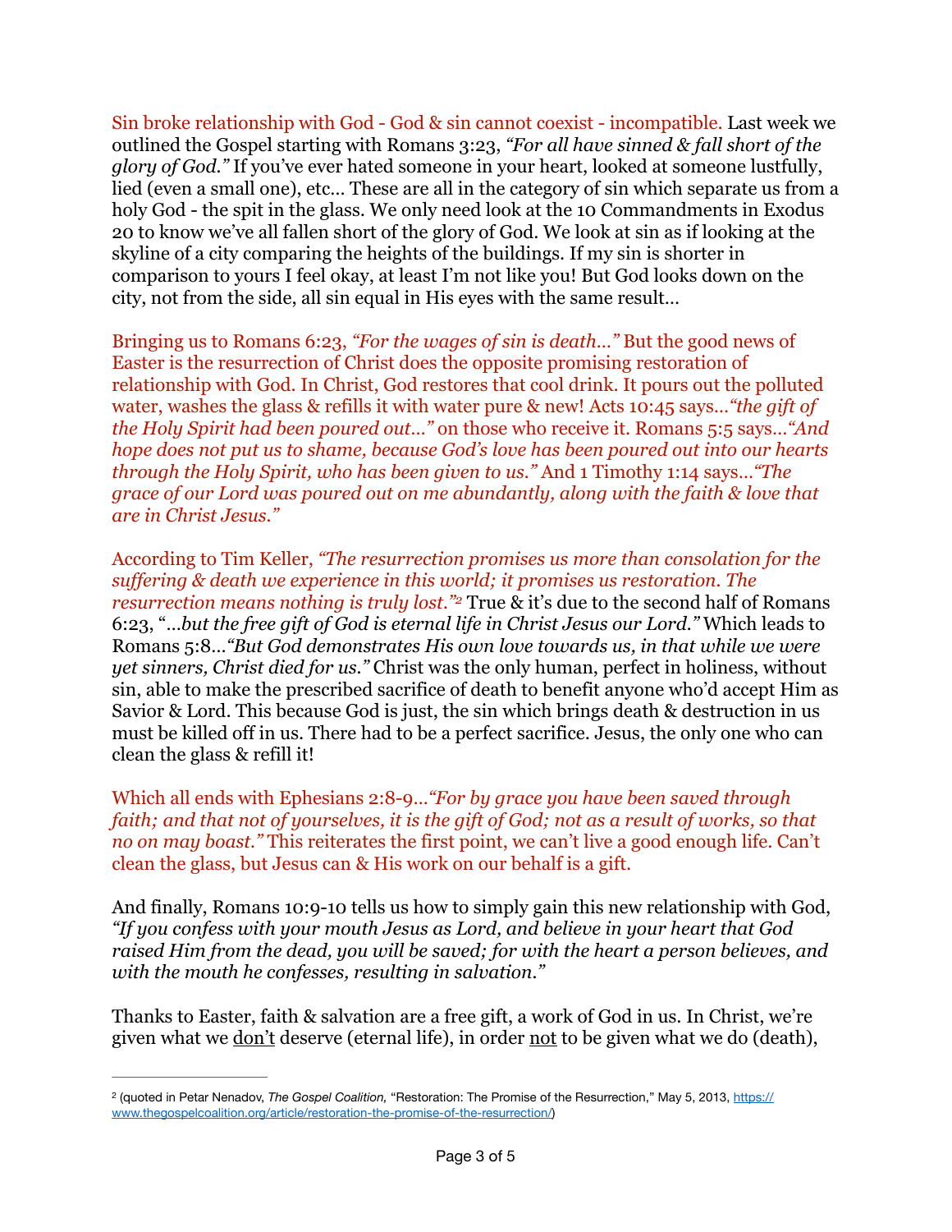Sin broke relationship with God - God & sin cannot coexist - incompatible. Last week we outlined the Gospel starting with Romans 3:23, *"For all have sinned & fall short of the glory of God."* If you've ever hated someone in your heart, looked at someone lustfully, lied (even a small one), etc… These are all in the category of sin which separate us from a holy God - the spit in the glass. We only need look at the 10 Commandments in Exodus 20 to know we've all fallen short of the glory of God. We look at sin as if looking at the skyline of a city comparing the heights of the buildings. If my sin is shorter in comparison to yours I feel okay, at least I'm not like you! But God looks down on the city, not from the side, all sin equal in His eyes with the same result…

Bringing us to Romans 6:23, *"For the wages of sin is death…"* But the good news of Easter is the resurrection of Christ does the opposite promising restoration of relationship with God. In Christ, God restores that cool drink. It pours out the polluted water, washes the glass & refills it with water pure & new! Acts 10:45 says…*"the gift of the Holy Spirit had been poured out…"* on those who receive it. Romans 5:5 says…*"And hope does not put us to shame, because God's love has been poured out into our hearts through the Holy Spirit, who has been given to us."* And 1 Timothy 1:14 says…*"The grace of our Lord was poured out on me abundantly, along with the faith & love that are in Christ Jesus."*

According to Tim Keller, *"The resurrection promises us more than consolation for the suffering & death we experience in this world; it promises us restoration. The resurrection means nothing is truly lost."*[2] True & it's due to the second half of Romans 6:23, "*…but the free gift of God is eternal life in Christ Jesus our Lord."* Which leads to Romans 5:8…*"But God demonstrates His own love towards us, in that while we were yet sinners, Christ died for us."* Christ was the only human, perfect in holiness, without sin, able to make the prescribed sacrifice of death to benefit anyone who'd accept Him as Savior & Lord. This because God is just, the sin which brings death & destruction in us must be killed off in us. There had to be a perfect sacrifice. Jesus, the only one who can clean the glass & refill it!

Which all ends with Ephesians 2:8-9…*"For by grace you have been saved through faith; and that not of yourselves, it is the gift of God; not as a result of works, so that no on may boast."* This reiterates the first point, we can't live a good enough life. Can't clean the glass, but Jesus can & His work on our behalf is a gift.

And finally, Romans 10:9-10 tells us how to simply gain this new relationship with God, *"If you confess with your mouth Jesus as Lord, and believe in your heart that God raised Him from the dead, you will be saved; for with the heart a person believes, and with the mouth he confesses, resulting in salvation."*

Thanks to Easter, faith & salvation are a free gift, a work of God in us. In Christ, we're given what we <u>don't</u> deserve (eternal life), in order <u>not</u> to be given what we do (death),

---

[2] (quoted in Petar Nenadov, *The Gospel Coalition,* "Restoration: The Promise of the Resurrection," May 5, 2013, https://www.thegospelcoalition.org/article/restoration-the-promise-of-the-resurrection/)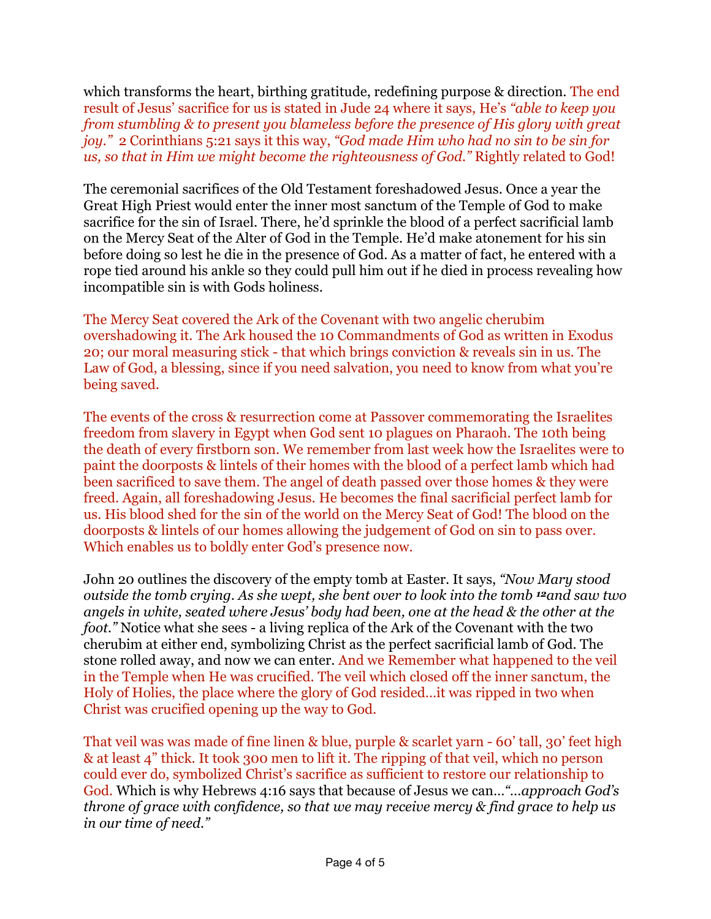which transforms the heart, birthing gratitude, redefining purpose & direction. The end result of Jesus' sacrifice for us is stated in Jude 24 where it says, He's *"able to keep you from stumbling & to present you blameless before the presence of His glory with great joy."* 2 Corinthians 5:21 says it this way, *"God made Him who had no sin to be sin for us, so that in Him we might become the righteousness of God."* Rightly related to God!

The ceremonial sacrifices of the Old Testament foreshadowed Jesus. Once a year the Great High Priest would enter the inner most sanctum of the Temple of God to make sacrifice for the sin of Israel. There, he'd sprinkle the blood of a perfect sacrificial lamb on the Mercy Seat of the Alter of God in the Temple. He'd make atonement for his sin before doing so lest he die in the presence of God. As a matter of fact, he entered with a rope tied around his ankle so they could pull him out if he died in process revealing how incompatible sin is with Gods holiness.

The Mercy Seat covered the Ark of the Covenant with two angelic cherubim overshadowing it. The Ark housed the 10 Commandments of God as written in Exodus 20; our moral measuring stick - that which brings conviction & reveals sin in us. The Law of God, a blessing, since if you need salvation, you need to know from what you're being saved.

The events of the cross & resurrection come at Passover commemorating the Israelites freedom from slavery in Egypt when God sent 10 plagues on Pharaoh. The 10th being the death of every firstborn son. We remember from last week how the Israelites were to paint the doorposts & lintels of their homes with the blood of a perfect lamb which had been sacrificed to save them. The angel of death passed over those homes & they were freed. Again, all foreshadowing Jesus. He becomes the final sacrificial perfect lamb for us. His blood shed for the sin of the world on the Mercy Seat of God! The blood on the doorposts & lintels of our homes allowing the judgement of God on sin to pass over. Which enables us to boldly enter God's presence now.

John 20 outlines the discovery of the empty tomb at Easter. It says, *"Now Mary stood outside the tomb crying. As she wept, she bent over to look into the tomb* [12]*and saw two angels in white, seated where Jesus' body had been, one at the head & the other at the foot."* Notice what she sees - a living replica of the Ark of the Covenant with the two cherubim at either end, symbolizing Christ as the perfect sacrificial lamb of God. The stone rolled away, and now we can enter. And we Remember what happened to the veil in the Temple when He was crucified. The veil which closed off the inner sanctum, the Holy of Holies, the place where the glory of God resided…it was ripped in two when Christ was crucified opening up the way to God.

That veil was was made of fine linen & blue, purple & scarlet yarn - 60' tall, 30' feet high & at least 4" thick. It took 300 men to lift it. The ripping of that veil, which no person could ever do, symbolized Christ's sacrifice as sufficient to restore our relationship to God. Which is why Hebrews 4:16 says that because of Jesus we can…*"…approach God's throne of grace with confidence, so that we may receive mercy & find grace to help us in our time of need."*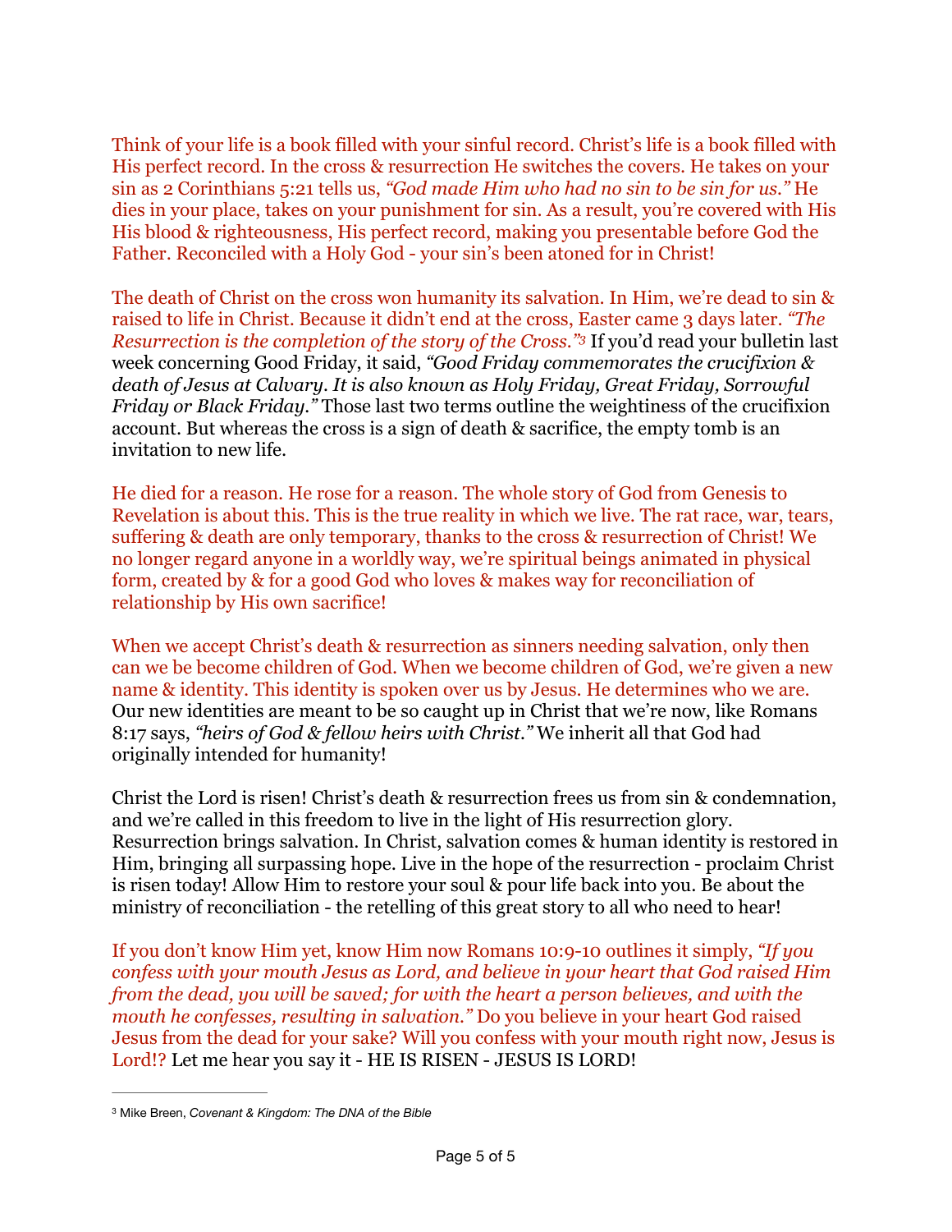Think of your life is a book filled with your sinful record. Christ's life is a book filled with His perfect record. In the cross & resurrection He switches the covers. He takes on your sin as 2 Corinthians 5:21 tells us, *"God made Him who had no sin to be sin for us."* He dies in your place, takes on your punishment for sin. As a result, you're covered with His His blood & righteousness, His perfect record, making you presentable before God the Father. Reconciled with a Holy God - your sin's been atoned for in Christ!

The death of Christ on the cross won humanity its salvation. In Him, we're dead to sin & raised to life in Christ. Because it didn't end at the cross, Easter came 3 days later. *"The Resurrection is the completion of the story of the Cross."*[3] If you'd read your bulletin last week concerning Good Friday, it said, *"Good Friday commemorates the crucifixion & death of Jesus at Calvary. It is also known as Holy Friday, Great Friday, Sorrowful Friday or Black Friday."* Those last two terms outline the weightiness of the crucifixion account. But whereas the cross is a sign of death & sacrifice, the empty tomb is an invitation to new life.

He died for a reason. He rose for a reason. The whole story of God from Genesis to Revelation is about this. This is the true reality in which we live. The rat race, war, tears, suffering & death are only temporary, thanks to the cross & resurrection of Christ! We no longer regard anyone in a worldly way, we're spiritual beings animated in physical form, created by & for a good God who loves & makes way for reconciliation of relationship by His own sacrifice!

When we accept Christ's death & resurrection as sinners needing salvation, only then can we be become children of God. When we become children of God, we're given a new name & identity. This identity is spoken over us by Jesus. He determines who we are. Our new identities are meant to be so caught up in Christ that we're now, like Romans 8:17 says, *"heirs of God & fellow heirs with Christ."* We inherit all that God had originally intended for humanity!

Christ the Lord is risen! Christ's death & resurrection frees us from sin & condemnation, and we're called in this freedom to live in the light of His resurrection glory. Resurrection brings salvation. In Christ, salvation comes & human identity is restored in Him, bringing all surpassing hope. Live in the hope of the resurrection - proclaim Christ is risen today! Allow Him to restore your soul & pour life back into you. Be about the ministry of reconciliation - the retelling of this great story to all who need to hear!

If you don't know Him yet, know Him now Romans 10:9-10 outlines it simply, *"If you confess with your mouth Jesus as Lord, and believe in your heart that God raised Him from the dead, you will be saved; for with the heart a person believes, and with the mouth he confesses, resulting in salvation."* Do you believe in your heart God raised Jesus from the dead for your sake? Will you confess with your mouth right now, Jesus is Lord!? Let me hear you say it - HE IS RISEN - JESUS IS LORD!

---

[3] Mike Breen, *Covenant & Kingdom: The DNA of the Bible*